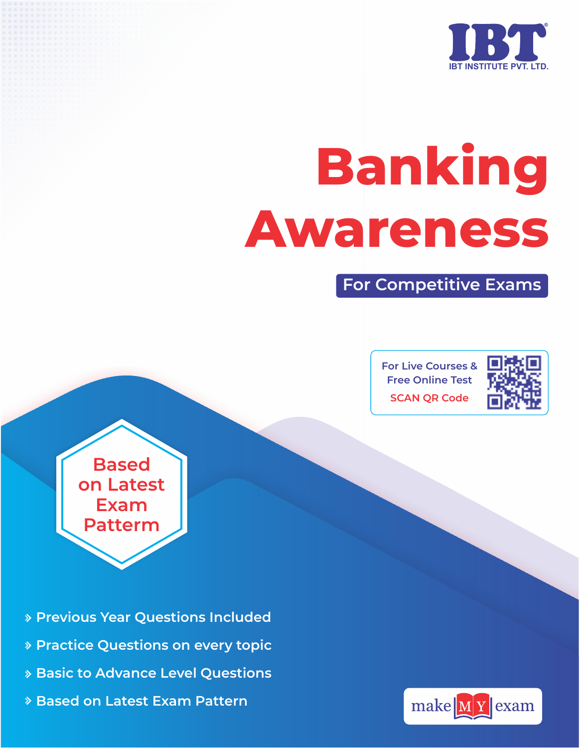IBT

IBT INSTITUTE PVT. LTD.

# Banking Awareness

## For Competitive Exams

For Live Courses & Free Online Test

SCAN QR Code

Based on Latest Exam Patterm

- Previous Year Questions Included
- Practice Questions on every topic
- Basic to Advance Level Questions
- Based on Latest Exam Pattern

make MY exam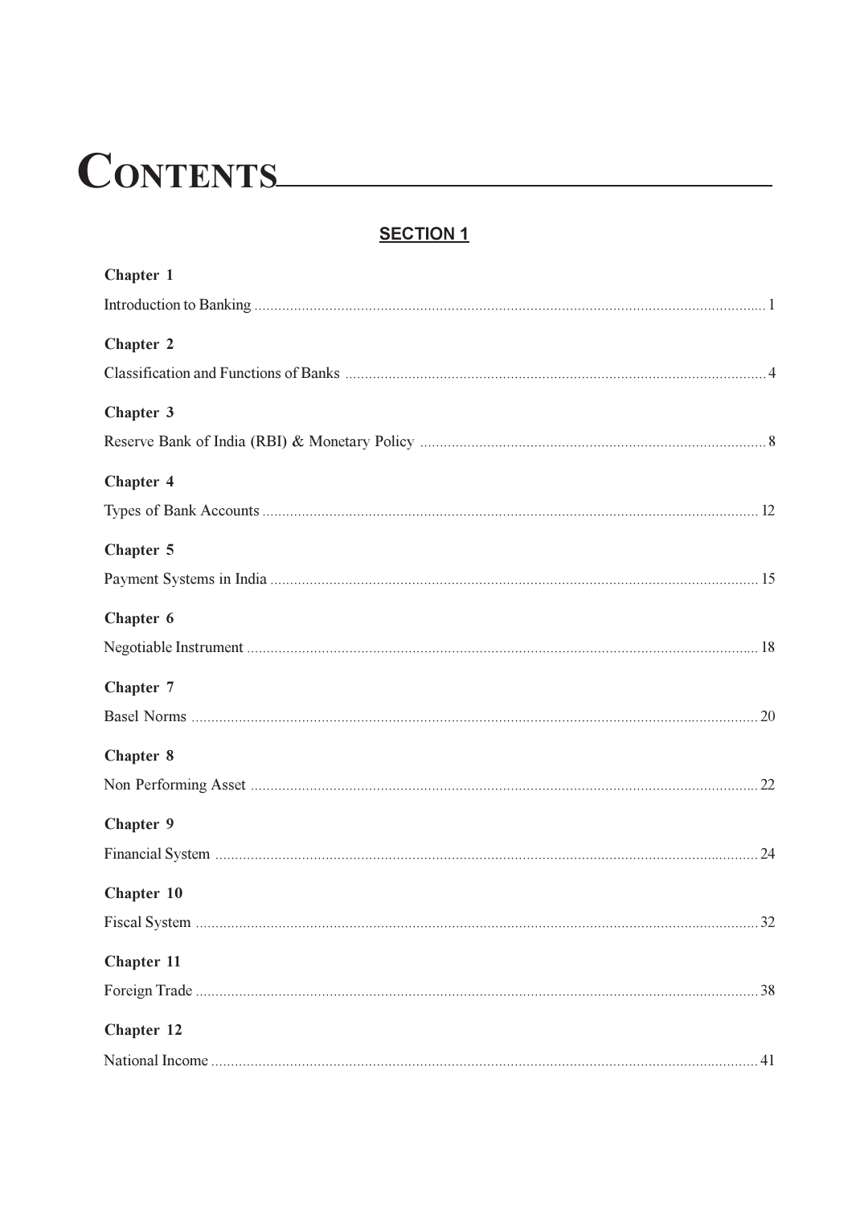# CONTENTS

## SECTION 1

**Chapter 1**

Introduction to Banking ........ 1

**Chapter 2**

Classification and Functions of Banks ........ 4

**Chapter 3**

Reserve Bank of India (RBI) & Monetary Policy ........ 8

**Chapter 4**

Types of Bank Accounts ........ 12

**Chapter 5**

Payment Systems in India ........ 15

**Chapter 6**

Negotiable Instrument ........ 18

**Chapter 7**

Basel Norms ........ 20

**Chapter 8**

Non Performing Asset ........ 22

**Chapter 9**

Financial System ........ 24

**Chapter 10**

Fiscal System ........ 32

**Chapter 11**

Foreign Trade ........ 38

**Chapter 12**

National Income ........ 41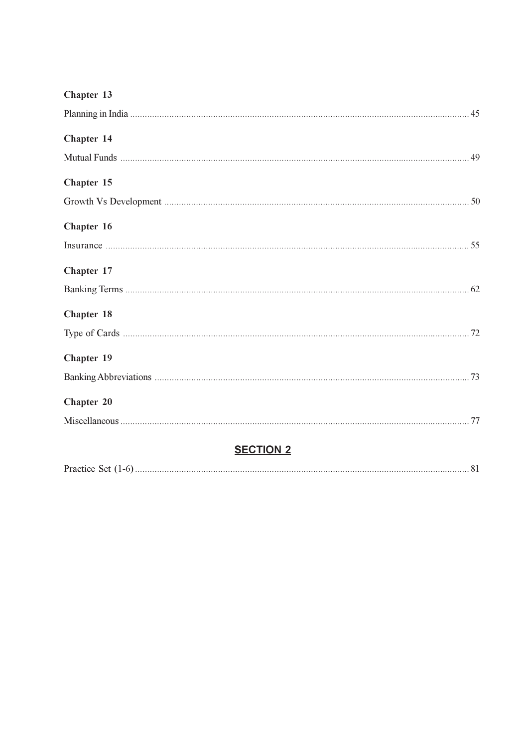**Chapter 13**

Planning in India ........................................................................................................................................... 45

**Chapter 14**

Mutual Funds .............................................................................................................................................. 49

**Chapter 15**

Growth Vs Development ............................................................................................................................ 50

**Chapter 16**

Insurance .................................................................................................................................................... 55

**Chapter 17**

Banking Terms ............................................................................................................................................ 62

**Chapter 18**

Type of Cards ............................................................................................................................................. 72

**Chapter 19**

Banking Abbreviations ................................................................................................................................ 73

**Chapter 20**

Miscellaneous .............................................................................................................................................. 77

## SECTION 2

Practice Set (1-6) ........................................................................................................................................ 81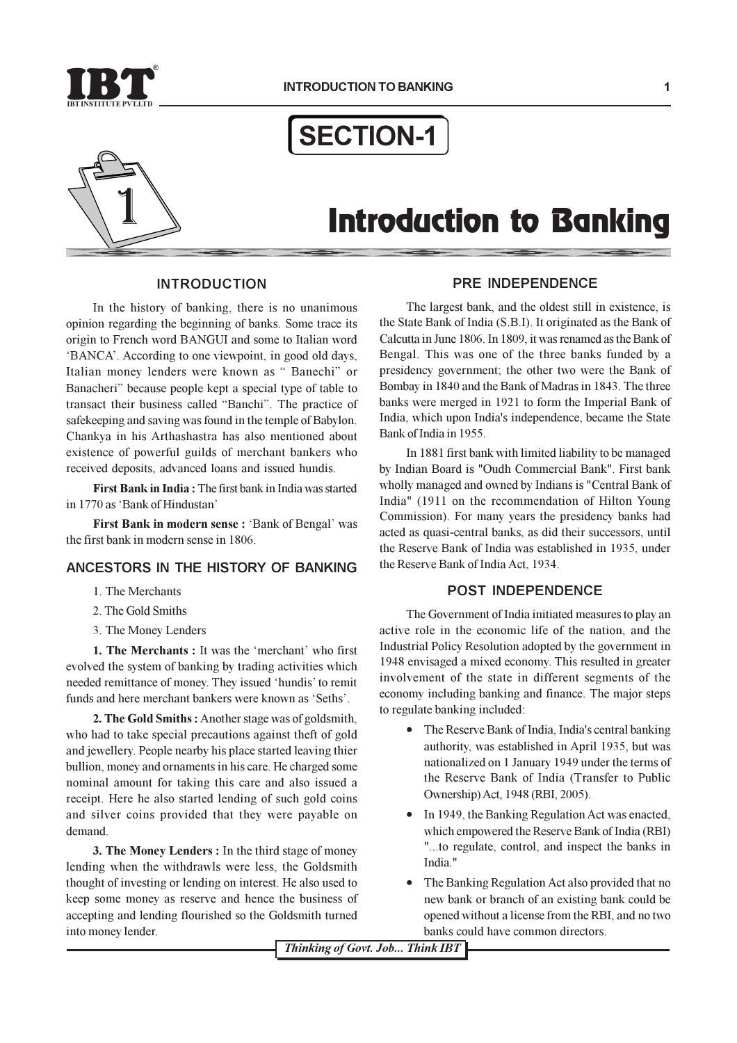# SECTION-1

# 1 Introduction to Banking

## INTRODUCTION

In the history of banking, there is no unanimous opinion regarding the beginning of banks. Some trace its origin to French word BANGUI and some to Italian word 'BANCA'. According to one viewpoint, in good old days, Italian money lenders were known as " Banechi" or Banacheri" because people kept a special type of table to transact their business called "Banchi". The practice of safekeeping and saving was found in the temple of Babylon. Chankya in his Arthashastra has also mentioned about existence of powerful guilds of merchant bankers who received deposits, advanced loans and issued hundis.

**First Bank in India :** The first bank in India was started in 1770 as 'Bank of Hindustan'

**First Bank in modern sense :** 'Bank of Bengal' was the first bank in modern sense in 1806.

## ANCESTORS IN THE HISTORY OF BANKING

1. The Merchants
2. The Gold Smiths
3. The Money Lenders

**1. The Merchants :** It was the 'merchant' who first evolved the system of banking by trading activities which needed remittance of money. They issued 'hundis' to remit funds and here merchant bankers were known as 'Seths'.

**2. The Gold Smiths :** Another stage was of goldsmith, who had to take special precautions against theft of gold and jewellery. People nearby his place started leaving thier bullion, money and ornaments in his care. He charged some nominal amount for taking this care and also issued a receipt. Here he also started lending of such gold coins and silver coins provided that they were payable on demand.

**3. The Money Lenders :** In the third stage of money lending when the withdrawls were less, the Goldsmith thought of investing or lending on interest. He also used to keep some money as reserve and hence the business of accepting and lending flourished so the Goldsmith turned into money lender.

## PRE INDEPENDENCE

The largest bank, and the oldest still in existence, is the State Bank of India (S.B.I). It originated as the Bank of Calcutta in June 1806. In 1809, it was renamed as the Bank of Bengal. This was one of the three banks funded by a presidency government; the other two were the Bank of Bombay in 1840 and the Bank of Madras in 1843. The three banks were merged in 1921 to form the Imperial Bank of India, which upon India's independence, became the State Bank of India in 1955.

In 1881 first bank with limited liability to be managed by Indian Board is "Oudh Commercial Bank". First bank wholly managed and owned by Indians is "Central Bank of India" (1911 on the recommendation of Hilton Young Commission). For many years the presidency banks had acted as quasi-central banks, as did their successors, until the Reserve Bank of India was established in 1935, under the Reserve Bank of India Act, 1934.

## POST INDEPENDENCE

The Government of India initiated measures to play an active role in the economic life of the nation, and the Industrial Policy Resolution adopted by the government in 1948 envisaged a mixed economy. This resulted in greater involvement of the state in different segments of the economy including banking and finance. The major steps to regulate banking included:

- The Reserve Bank of India, India's central banking authority, was established in April 1935, but was nationalized on 1 January 1949 under the terms of the Reserve Bank of India (Transfer to Public Ownership) Act, 1948 (RBI, 2005).
- In 1949, the Banking Regulation Act was enacted, which empowered the Reserve Bank of India (RBI) "...to regulate, control, and inspect the banks in India."
- The Banking Regulation Act also provided that no new bank or branch of an existing bank could be opened without a license from the RBI, and no two banks could have common directors.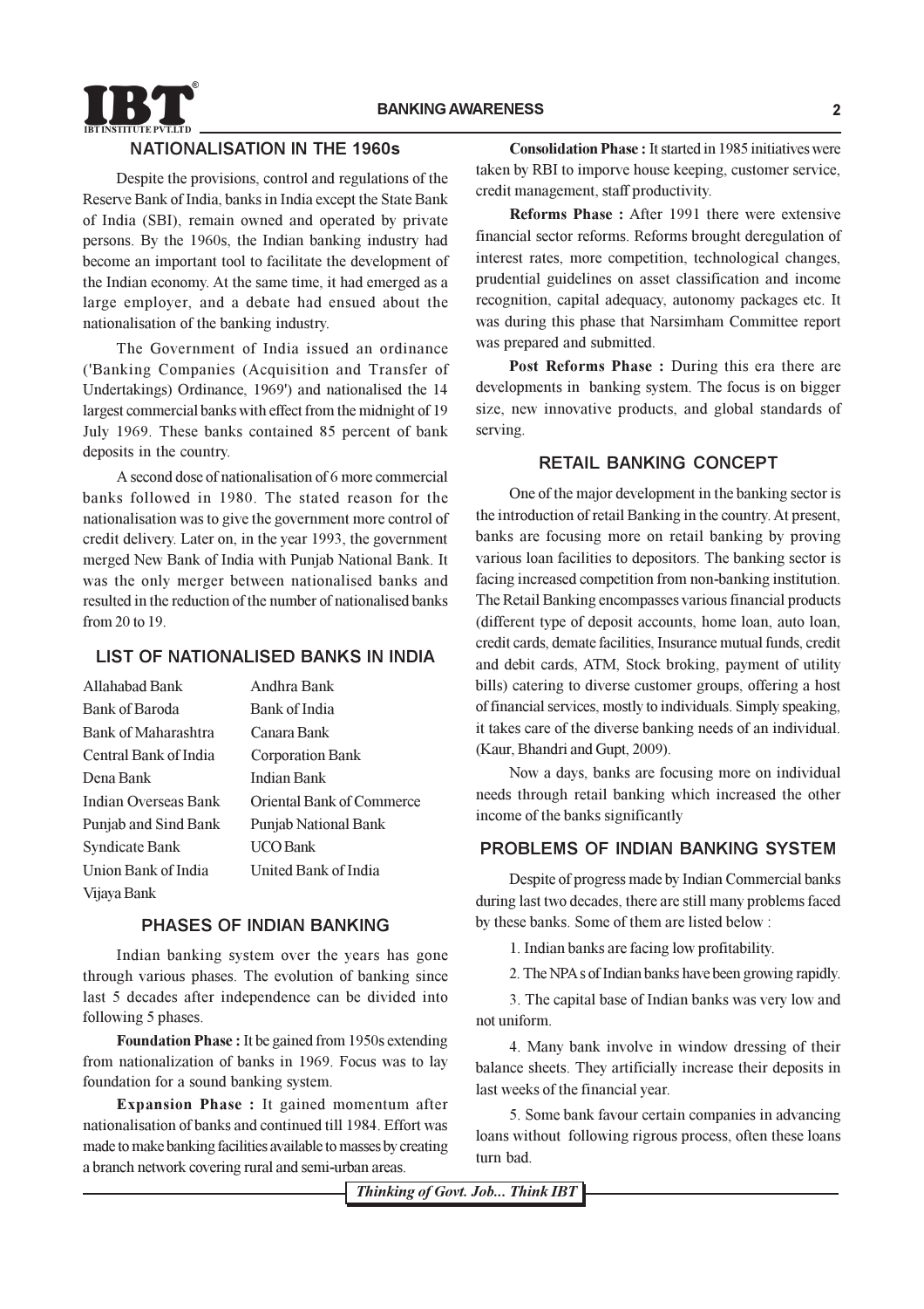## NATIONALISATION IN THE 1960s

Despite the provisions, control and regulations of the Reserve Bank of India, banks in India except the State Bank of India (SBI), remain owned and operated by private persons. By the 1960s, the Indian banking industry had become an important tool to facilitate the development of the Indian economy. At the same time, it had emerged as a large employer, and a debate had ensued about the nationalisation of the banking industry.

The Government of India issued an ordinance ('Banking Companies (Acquisition and Transfer of Undertakings) Ordinance, 1969') and nationalised the 14 largest commercial banks with effect from the midnight of 19 July 1969. These banks contained 85 percent of bank deposits in the country.

A second dose of nationalisation of 6 more commercial banks followed in 1980. The stated reason for the nationalisation was to give the government more control of credit delivery. Later on, in the year 1993, the government merged New Bank of India with Punjab National Bank. It was the only merger between nationalised banks and resulted in the reduction of the number of nationalised banks from 20 to 19.

## LIST OF NATIONALISED BANKS IN INDIA

| | |
|---|---|
| Allahabad Bank | Andhra Bank |
| Bank of Baroda | Bank of India |
| Bank of Maharashtra | Canara Bank |
| Central Bank of India | Corporation Bank |
| Dena Bank | Indian Bank |
| Indian Overseas Bank | Oriental Bank of Commerce |
| Punjab and Sind Bank | Punjab National Bank |
| Syndicate Bank | UCO Bank |
| Union Bank of India | United Bank of India |
| Vijaya Bank | |

## PHASES OF INDIAN BANKING

Indian banking system over the years has gone through various phases. The evolution of banking since last 5 decades after independence can be divided into following 5 phases.

**Foundation Phase :** It be gained from 1950s extending from nationalization of banks in 1969. Focus was to lay foundation for a sound banking system.

**Expansion Phase :** It gained momentum after nationalisation of banks and continued till 1984. Effort was made to make banking facilities available to masses by creating a branch network covering rural and semi-urban areas.

**Consolidation Phase :** It started in 1985 initiatives were taken by RBI to imporve house keeping, customer service, credit management, staff productivity.

**Reforms Phase :** After 1991 there were extensive financial sector reforms. Reforms brought deregulation of interest rates, more competition, technological changes, prudential guidelines on asset classification and income recognition, capital adequacy, autonomy packages etc. It was during this phase that Narsimham Committee report was prepared and submitted.

**Post Reforms Phase :** During this era there are developments in banking system. The focus is on bigger size, new innovative products, and global standards of serving.

## RETAIL BANKING CONCEPT

One of the major development in the banking sector is the introduction of retail Banking in the country. At present, banks are focusing more on retail banking by proving various loan facilities to depositors. The banking sector is facing increased competition from non-banking institution. The Retail Banking encompasses various financial products (different type of deposit accounts, home loan, auto loan, credit cards, demate facilities, Insurance mutual funds, credit and debit cards, ATM, Stock broking, payment of utility bills) catering to diverse customer groups, offering a host of financial services, mostly to individuals. Simply speaking, it takes care of the diverse banking needs of an individual. (Kaur, Bhandri and Gupt, 2009).

Now a days, banks are focusing more on individual needs through retail banking which increased the other income of the banks significantly

## PROBLEMS OF INDIAN BANKING SYSTEM

Despite of progress made by Indian Commercial banks during last two decades, there are still many problems faced by these banks. Some of them are listed below :

1. Indian banks are facing low profitability.

2. The NPAs of Indian banks have been growing rapidly.

3. The capital base of Indian banks was very low and not uniform.

4. Many bank involve in window dressing of their balance sheets. They artificially increase their deposits in last weeks of the financial year.

5. Some bank favour certain companies in advancing loans without following rigrous process, often these loans turn bad.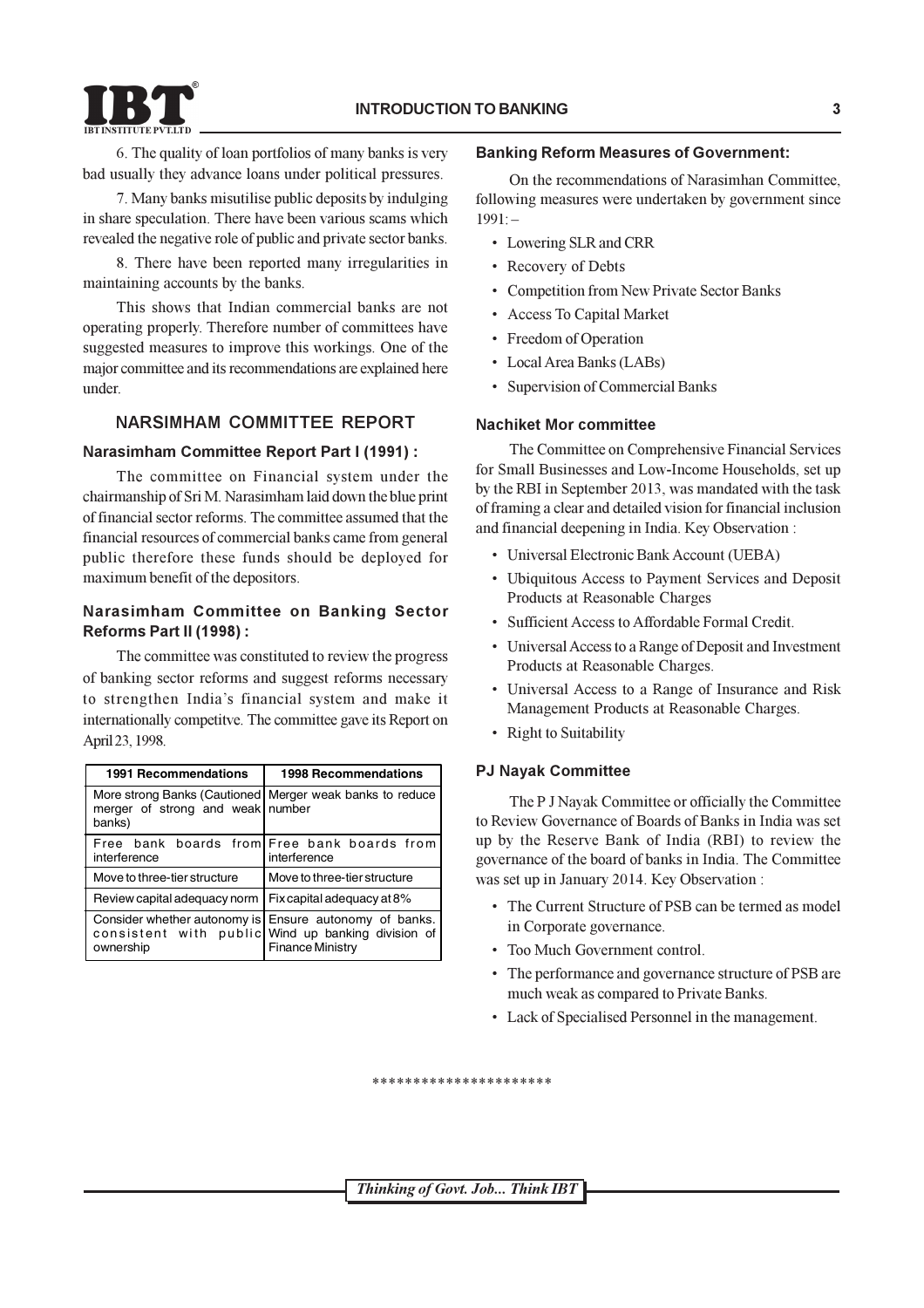6. The quality of loan portfolios of many banks is very bad usually they advance loans under political pressures.

7. Many banks misutilise public deposits by indulging in share speculation. There have been various scams which revealed the negative role of public and private sector banks.

8. There have been reported many irregularities in maintaining accounts by the banks.

This shows that Indian commercial banks are not operating properly. Therefore number of committees have suggested measures to improve this workings. One of the major committee and its recommendations are explained here under.

## NARSIMHAM COMMITTEE REPORT

### Narasimham Committee Report Part I (1991) :

The committee on Financial system under the chairmanship of Sri M. Narasimham laid down the blue print of financial sector reforms. The committee assumed that the financial resources of commercial banks came from general public therefore these funds should be deployed for maximum benefit of the depositors.

### Narasimham Committee on Banking Sector Reforms Part II (1998) :

The committee was constituted to review the progress of banking sector reforms and suggest reforms necessary to strengthen India's financial system and make it internationally competitve. The committee gave its Report on April 23, 1998.

| 1991 Recommendations | 1998 Recommendations |
|---|---|
| More strong Banks (Cautioned merger of strong and weak banks) | Merger weak banks to reduce number |
| Free bank boards from interference | Free bank boards from interference |
| Move to three-tier structure | Move to three-tier structure |
| Review capital adequacy norm | Fix capital adequacy at 8% |
| Consider whether autonomy is consistent with public ownership | Ensure autonomy of banks. Wind up banking division of Finance Ministry |

### Banking Reform Measures of Government:

On the recommendations of Narasimhan Committee, following measures were undertaken by government since 1991: –

- Lowering SLR and CRR
- Recovery of Debts
- Competition from New Private Sector Banks
- Access To Capital Market
- Freedom of Operation
- Local Area Banks (LABs)
- Supervision of Commercial Banks

### Nachiket Mor committee

The Committee on Comprehensive Financial Services for Small Businesses and Low-Income Households, set up by the RBI in September 2013, was mandated with the task of framing a clear and detailed vision for financial inclusion and financial deepening in India. Key Observation :

- Universal Electronic Bank Account (UEBA)
- Ubiquitous Access to Payment Services and Deposit Products at Reasonable Charges
- Sufficient Access to Affordable Formal Credit.
- Universal Access to a Range of Deposit and Investment Products at Reasonable Charges.
- Universal Access to a Range of Insurance and Risk Management Products at Reasonable Charges.
- Right to Suitability

### PJ Nayak Committee

The P J Nayak Committee or officially the Committee to Review Governance of Boards of Banks in India was set up by the Reserve Bank of India (RBI) to review the governance of the board of banks in India. The Committee was set up in January 2014. Key Observation :

- The Current Structure of PSB can be termed as model in Corporate governance.
- Too Much Government control.
- The performance and governance structure of PSB are much weak as compared to Private Banks.
- Lack of Specialised Personnel in the management.

**********************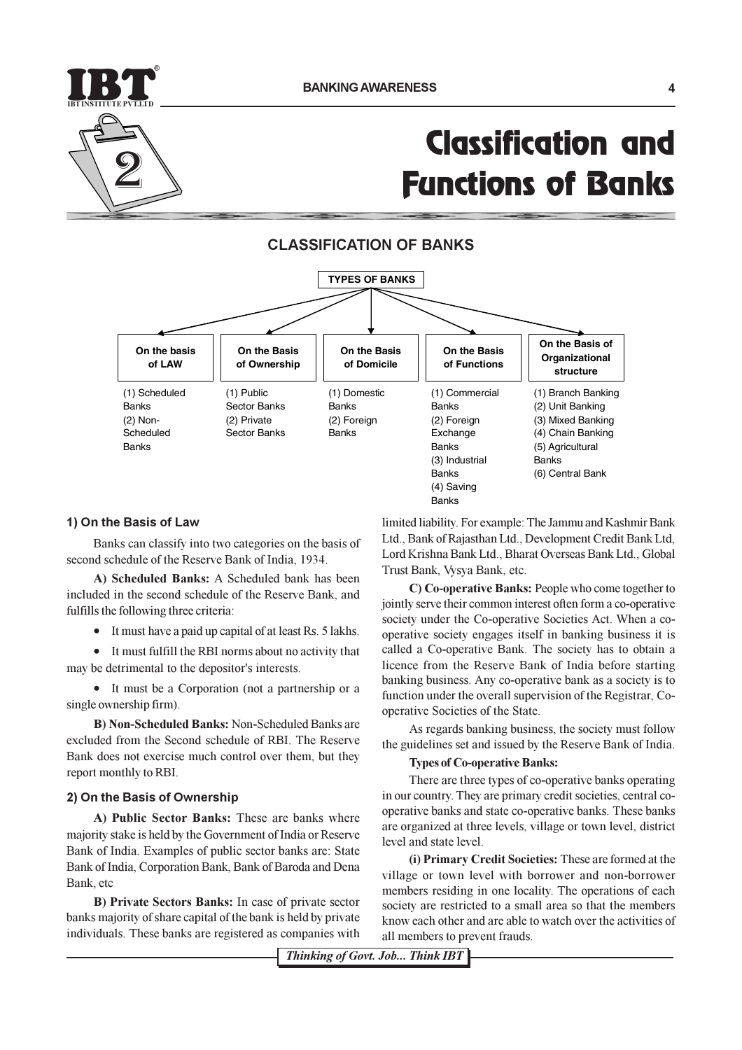# 2 Classification and Functions of Banks

## CLASSIFICATION OF BANKS

**TYPES OF BANKS**

| On the basis of LAW | On the Basis of Ownership | On the Basis of Domicile | On the Basis of Functions | On the Basis of Organizational structure |
|---|---|---|---|---|
| (1) Scheduled Banks<br>(2) Non-Scheduled Banks | (1) Public Sector Banks<br>(2) Private Sector Banks | (1) Domestic Banks<br>(2) Foreign Banks | (1) Commercial Banks<br>(2) Foreign Exchange Banks<br>(3) Industrial Banks<br>(4) Saving Banks | (1) Branch Banking<br>(2) Unit Banking<br>(3) Mixed Banking<br>(4) Chain Banking<br>(5) Agricultural Banks<br>(6) Central Bank |

### 1) On the Basis of Law

Banks can classify into two categories on the basis of second schedule of the Reserve Bank of India, 1934.

**A) Scheduled Banks:** A Scheduled bank has been included in the second schedule of the Reserve Bank, and fulfills the following three criteria:

- It must have a paid up capital of at least Rs. 5 lakhs.
- It must fulfill the RBI norms about no activity that may be detrimental to the depositor's interests.
- It must be a Corporation (not a partnership or a single ownership firm).

**B) Non-Scheduled Banks:** Non-Scheduled Banks are excluded from the Second schedule of RBI. The Reserve Bank does not exercise much control over them, but they report monthly to RBI.

### 2) On the Basis of Ownership

**A) Public Sector Banks:** These are banks where majority stake is held by the Government of India or Reserve Bank of India. Examples of public sector banks are: State Bank of India, Corporation Bank, Bank of Baroda and Dena Bank, etc

**B) Private Sectors Banks:** In case of private sector banks majority of share capital of the bank is held by private individuals. These banks are registered as companies with limited liability. For example: The Jammu and Kashmir Bank Ltd., Bank of Rajasthan Ltd., Development Credit Bank Ltd, Lord Krishna Bank Ltd., Bharat Overseas Bank Ltd., Global Trust Bank, Vysya Bank, etc.

**C) Co-operative Banks:** People who come together to jointly serve their common interest often form a co-operative society under the Co-operative Societies Act. When a co-operative society engages itself in banking business it is called a Co-operative Bank. The society has to obtain a licence from the Reserve Bank of India before starting banking business. Any co-operative bank as a society is to function under the overall supervision of the Registrar, Co-operative Societies of the State.

As regards banking business, the society must follow the guidelines set and issued by the Reserve Bank of India.

**Types of Co-operative Banks:**

There are three types of co-operative banks operating in our country. They are primary credit societies, central co-operative banks and state co-operative banks. These banks are organized at three levels, village or town level, district level and state level.

**(i) Primary Credit Societies:** These are formed at the village or town level with borrower and non-borrower members residing in one locality. The operations of each society are restricted to a small area so that the members know each other and are able to watch over the activities of all members to prevent frauds.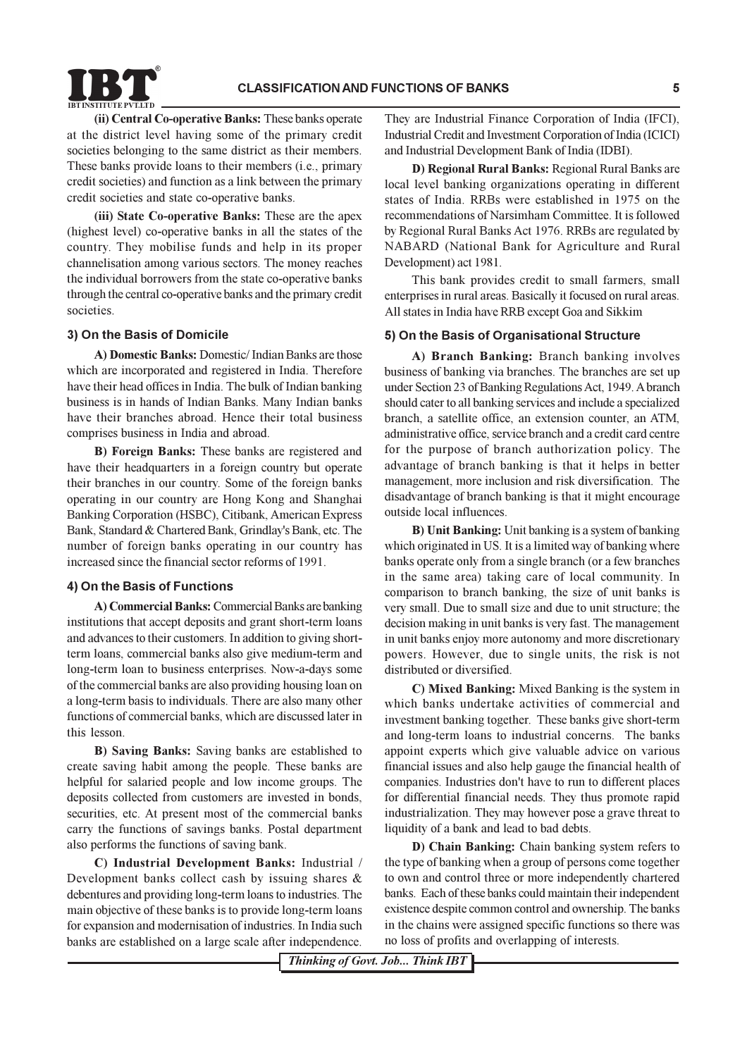**(ii) Central Co-operative Banks:** These banks operate at the district level having some of the primary credit societies belonging to the same district as their members. These banks provide loans to their members (i.e., primary credit societies) and function as a link between the primary credit societies and state co-operative banks.

**(iii) State Co-operative Banks:** These are the apex (highest level) co-operative banks in all the states of the country. They mobilise funds and help in its proper channelisation among various sectors. The money reaches the individual borrowers from the state co-operative banks through the central co-operative banks and the primary credit societies.

### 3) On the Basis of Domicile

**A) Domestic Banks:** Domestic/ Indian Banks are those which are incorporated and registered in India. Therefore have their head offices in India. The bulk of Indian banking business is in hands of Indian Banks. Many Indian banks have their branches abroad. Hence their total business comprises business in India and abroad.

**B) Foreign Banks:** These banks are registered and have their headquarters in a foreign country but operate their branches in our country. Some of the foreign banks operating in our country are Hong Kong and Shanghai Banking Corporation (HSBC), Citibank, American Express Bank, Standard & Chartered Bank, Grindlay's Bank, etc. The number of foreign banks operating in our country has increased since the financial sector reforms of 1991.

### 4) On the Basis of Functions

**A) Commercial Banks:** Commercial Banks are banking institutions that accept deposits and grant short-term loans and advances to their customers. In addition to giving short-term loans, commercial banks also give medium-term and long-term loan to business enterprises. Now-a-days some of the commercial banks are also providing housing loan on a long-term basis to individuals. There are also many other functions of commercial banks, which are discussed later in this lesson.

**B) Saving Banks:** Saving banks are established to create saving habit among the people. These banks are helpful for salaried people and low income groups. The deposits collected from customers are invested in bonds, securities, etc. At present most of the commercial banks carry the functions of savings banks. Postal department also performs the functions of saving bank.

**C) Industrial Development Banks:** Industrial / Development banks collect cash by issuing shares & debentures and providing long-term loans to industries. The main objective of these banks is to provide long-term loans for expansion and modernisation of industries. In India such banks are established on a large scale after independence. They are Industrial Finance Corporation of India (IFCI), Industrial Credit and Investment Corporation of India (ICICI) and Industrial Development Bank of India (IDBI).

**D) Regional Rural Banks:** Regional Rural Banks are local level banking organizations operating in different states of India. RRBs were established in 1975 on the recommendations of Narsimham Committee. It is followed by Regional Rural Banks Act 1976. RRBs are regulated by NABARD (National Bank for Agriculture and Rural Development) act 1981.

This bank provides credit to small farmers, small enterprises in rural areas. Basically it focused on rural areas. All states in India have RRB except Goa and Sikkim

### 5) On the Basis of Organisational Structure

**A) Branch Banking:** Branch banking involves business of banking via branches. The branches are set up under Section 23 of Banking Regulations Act, 1949. A branch should cater to all banking services and include a specialized branch, a satellite office, an extension counter, an ATM, administrative office, service branch and a credit card centre for the purpose of branch authorization policy. The advantage of branch banking is that it helps in better management, more inclusion and risk diversification. The disadvantage of branch banking is that it might encourage outside local influences.

**B) Unit Banking:** Unit banking is a system of banking which originated in US. It is a limited way of banking where banks operate only from a single branch (or a few branches in the same area) taking care of local community. In comparison to branch banking, the size of unit banks is very small. Due to small size and due to unit structure; the decision making in unit banks is very fast. The management in unit banks enjoy more autonomy and more discretionary powers. However, due to single units, the risk is not distributed or diversified.

**C) Mixed Banking:** Mixed Banking is the system in which banks undertake activities of commercial and investment banking together. These banks give short-term and long-term loans to industrial concerns. The banks appoint experts which give valuable advice on various financial issues and also help gauge the financial health of companies. Industries don't have to run to different places for differential financial needs. They thus promote rapid industrialization. They may however pose a grave threat to liquidity of a bank and lead to bad debts.

**D) Chain Banking:** Chain banking system refers to the type of banking when a group of persons come together to own and control three or more independently chartered banks. Each of these banks could maintain their independent existence despite common control and ownership. The banks in the chains were assigned specific functions so there was no loss of profits and overlapping of interests.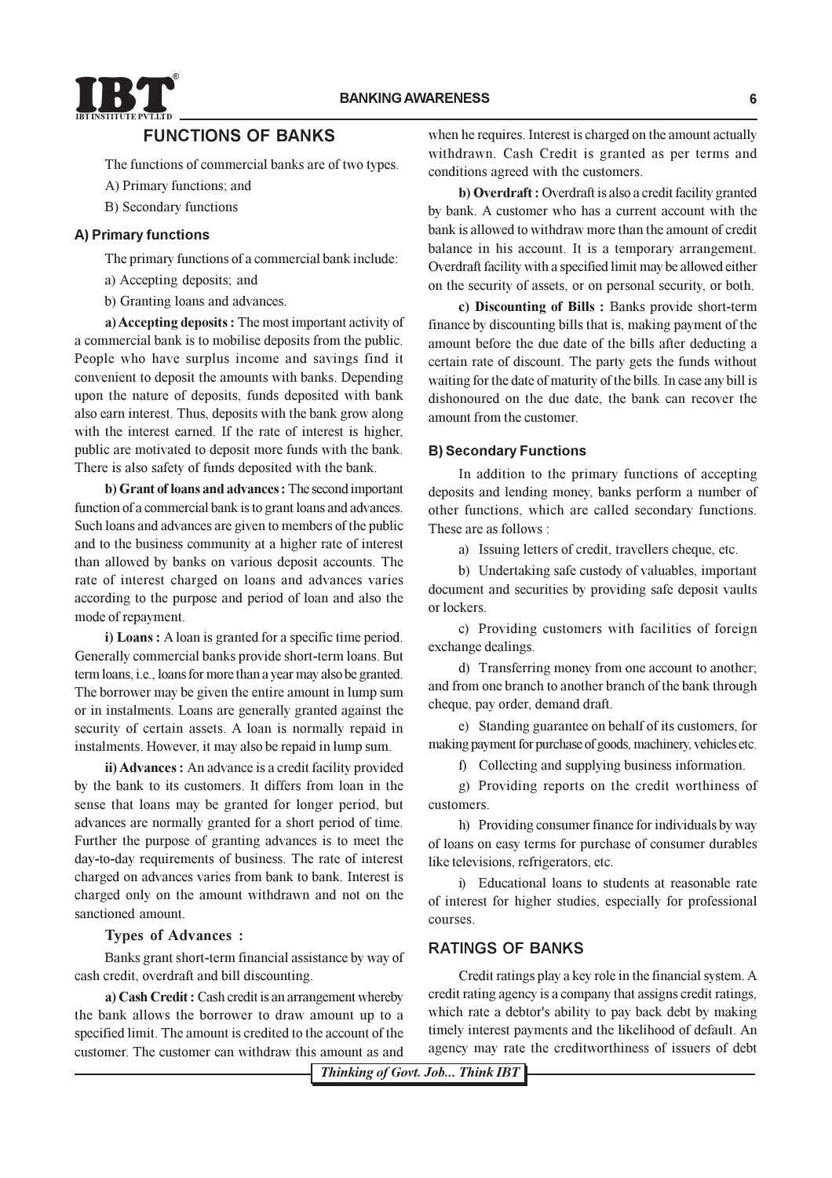## FUNCTIONS OF BANKS

The functions of commercial banks are of two types.

A) Primary functions; and

B) Secondary functions

### A) Primary functions

The primary functions of a commercial bank include:

a) Accepting deposits; and

b) Granting loans and advances.

**a) Accepting deposits :** The most important activity of a commercial bank is to mobilise deposits from the public. People who have surplus income and savings find it convenient to deposit the amounts with banks. Depending upon the nature of deposits, funds deposited with bank also earn interest. Thus, deposits with the bank grow along with the interest earned. If the rate of interest is higher, public are motivated to deposit more funds with the bank. There is also safety of funds deposited with the bank.

**b) Grant of loans and advances :** The second important function of a commercial bank is to grant loans and advances. Such loans and advances are given to members of the public and to the business community at a higher rate of interest than allowed by banks on various deposit accounts. The rate of interest charged on loans and advances varies according to the purpose and period of loan and also the mode of repayment.

**i) Loans :** A loan is granted for a specific time period. Generally commercial banks provide short-term loans. But term loans, i.e., loans for more than a year may also be granted. The borrower may be given the entire amount in lump sum or in instalments. Loans are generally granted against the security of certain assets. A loan is normally repaid in instalments. However, it may also be repaid in lump sum.

**ii) Advances :** An advance is a credit facility provided by the bank to its customers. It differs from loan in the sense that loans may be granted for longer period, but advances are normally granted for a short period of time. Further the purpose of granting advances is to meet the day-to-day requirements of business. The rate of interest charged on advances varies from bank to bank. Interest is charged only on the amount withdrawn and not on the sanctioned amount.

**Types of Advances :**

Banks grant short-term financial assistance by way of cash credit, overdraft and bill discounting.

**a) Cash Credit :** Cash credit is an arrangement whereby the bank allows the borrower to draw amount up to a specified limit. The amount is credited to the account of the customer. The customer can withdraw this amount as and when he requires. Interest is charged on the amount actually withdrawn. Cash Credit is granted as per terms and conditions agreed with the customers.

**b) Overdraft :** Overdraft is also a credit facility granted by bank. A customer who has a current account with the bank is allowed to withdraw more than the amount of credit balance in his account. It is a temporary arrangement. Overdraft facility with a specified limit may be allowed either on the security of assets, or on personal security, or both.

**c) Discounting of Bills :** Banks provide short-term finance by discounting bills that is, making payment of the amount before the due date of the bills after deducting a certain rate of discount. The party gets the funds without waiting for the date of maturity of the bills. In case any bill is dishonoured on the due date, the bank can recover the amount from the customer.

### B) Secondary Functions

In addition to the primary functions of accepting deposits and lending money, banks perform a number of other functions, which are called secondary functions. These are as follows :

a) Issuing letters of credit, travellers cheque, etc.

b) Undertaking safe custody of valuables, important document and securities by providing safe deposit vaults or lockers.

c) Providing customers with facilities of foreign exchange dealings.

d) Transferring money from one account to another; and from one branch to another branch of the bank through cheque, pay order, demand draft.

e) Standing guarantee on behalf of its customers, for making payment for purchase of goods, machinery, vehicles etc.

f) Collecting and supplying business information.

g) Providing reports on the credit worthiness of customers.

h) Providing consumer finance for individuals by way of loans on easy terms for purchase of consumer durables like televisions, refrigerators, etc.

i) Educational loans to students at reasonable rate of interest for higher studies, especially for professional courses.

## RATINGS OF BANKS

Credit ratings play a key role in the financial system. A credit rating agency is a company that assigns credit ratings, which rate a debtor's ability to pay back debt by making timely interest payments and the likelihood of default. An agency may rate the creditworthiness of issuers of debt